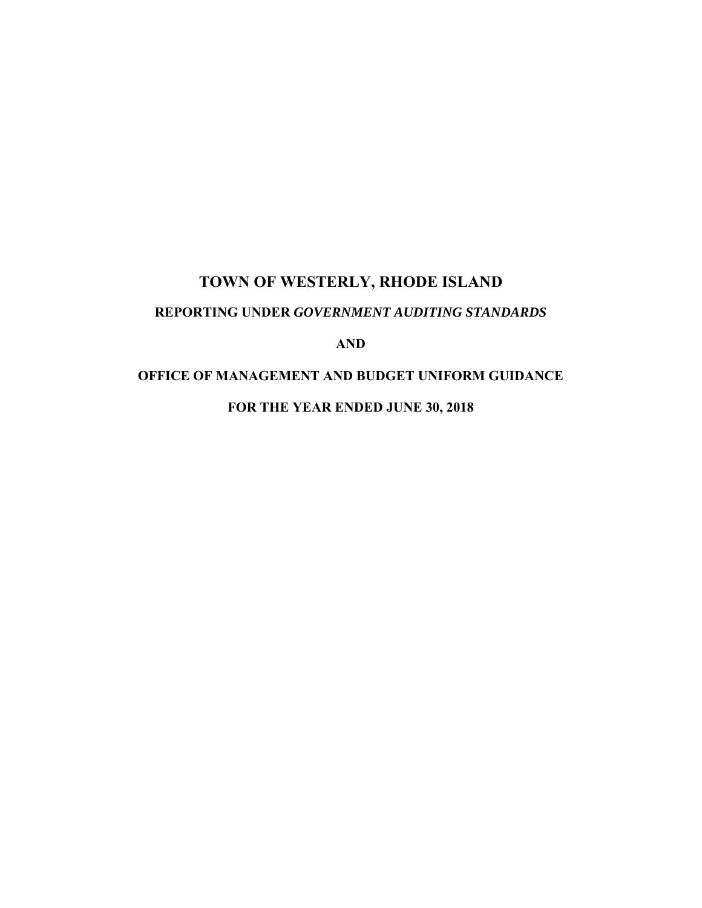# TOWN OF WESTERLY, RHODE ISLAND

## REPORTING UNDER *GOVERNMENT AUDITING STANDARDS*

## AND

## OFFICE OF MANAGEMENT AND BUDGET UNIFORM GUIDANCE

## FOR THE YEAR ENDED JUNE 30, 2018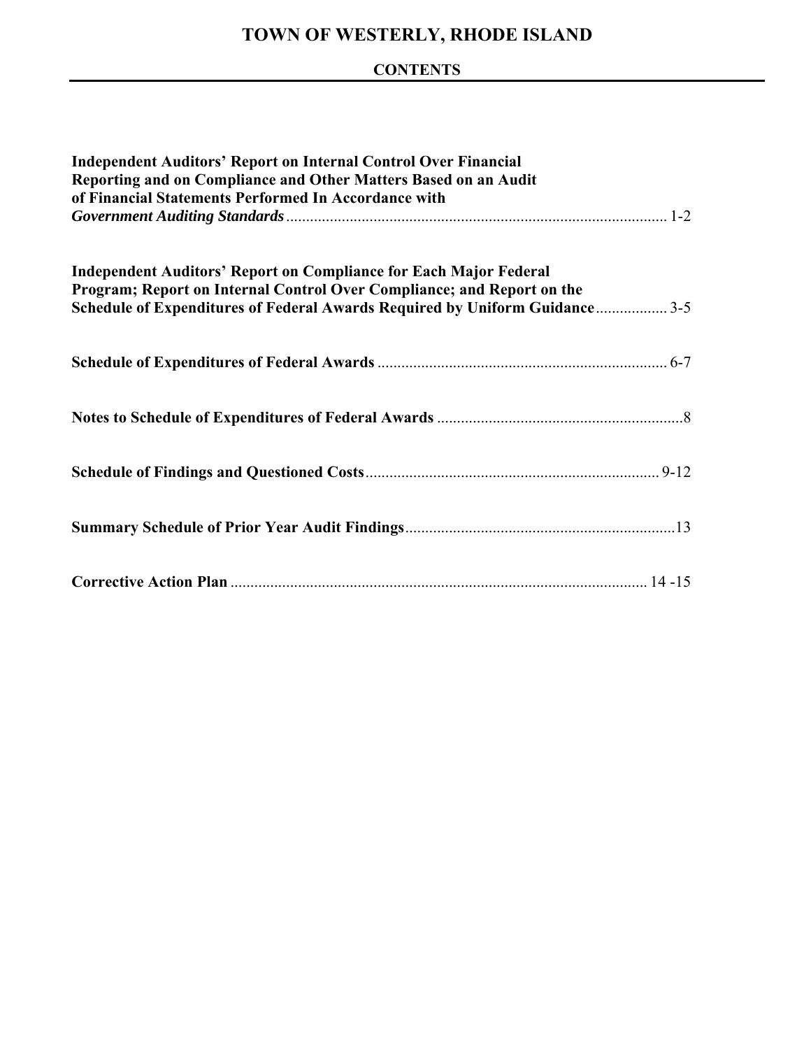# TOWN OF WESTERLY, RHODE ISLAND

## CONTENTS

| | |
|---|---|
| **Independent Auditors' Report on Internal Control Over Financial Reporting and on Compliance and Other Matters Based on an Audit of Financial Statements Performed In Accordance with *Government Auditing Standards*** | 1-2 |
| **Independent Auditors' Report on Compliance for Each Major Federal Program; Report on Internal Control Over Compliance; and Report on the Schedule of Expenditures of Federal Awards Required by Uniform Guidance** | 3-5 |
| **Schedule of Expenditures of Federal Awards** | 6-7 |
| **Notes to Schedule of Expenditures of Federal Awards** | 8 |
| **Schedule of Findings and Questioned Costs** | 9-12 |
| **Summary Schedule of Prior Year Audit Findings** | 13 |
| **Corrective Action Plan** | 14 -15 |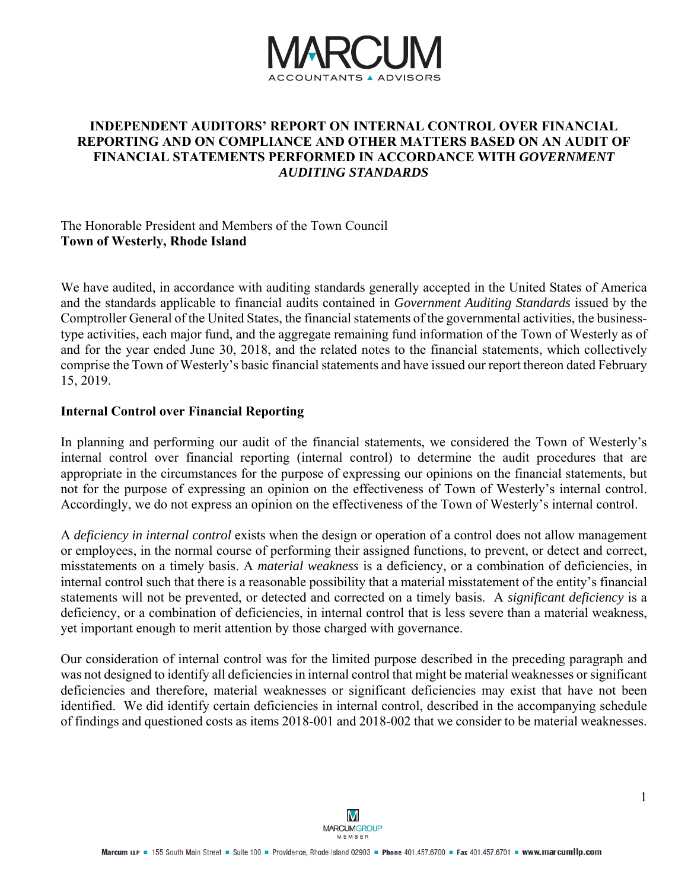# INDEPENDENT AUDITORS' REPORT ON INTERNAL CONTROL OVER FINANCIAL REPORTING AND ON COMPLIANCE AND OTHER MATTERS BASED ON AN AUDIT OF FINANCIAL STATEMENTS PERFORMED IN ACCORDANCE WITH *GOVERNMENT AUDITING STANDARDS*

The Honorable President and Members of the Town Council
**Town of Westerly, Rhode Island**

We have audited, in accordance with auditing standards generally accepted in the United States of America and the standards applicable to financial audits contained in *Government Auditing Standards* issued by the Comptroller General of the United States, the financial statements of the governmental activities, the business-type activities, each major fund, and the aggregate remaining fund information of the Town of Westerly as of and for the year ended June 30, 2018, and the related notes to the financial statements, which collectively comprise the Town of Westerly's basic financial statements and have issued our report thereon dated February 15, 2019.

## Internal Control over Financial Reporting

In planning and performing our audit of the financial statements, we considered the Town of Westerly's internal control over financial reporting (internal control) to determine the audit procedures that are appropriate in the circumstances for the purpose of expressing our opinions on the financial statements, but not for the purpose of expressing an opinion on the effectiveness of Town of Westerly's internal control. Accordingly, we do not express an opinion on the effectiveness of the Town of Westerly's internal control.

A *deficiency in internal control* exists when the design or operation of a control does not allow management or employees, in the normal course of performing their assigned functions, to prevent, or detect and correct, misstatements on a timely basis. A *material weakness* is a deficiency, or a combination of deficiencies, in internal control such that there is a reasonable possibility that a material misstatement of the entity's financial statements will not be prevented, or detected and corrected on a timely basis. A *significant deficiency* is a deficiency, or a combination of deficiencies, in internal control that is less severe than a material weakness, yet important enough to merit attention by those charged with governance.

Our consideration of internal control was for the limited purpose described in the preceding paragraph and was not designed to identify all deficiencies in internal control that might be material weaknesses or significant deficiencies and therefore, material weaknesses or significant deficiencies may exist that have not been identified. We did identify certain deficiencies in internal control, described in the accompanying schedule of findings and questioned costs as items 2018-001 and 2018-002 that we consider to be material weaknesses.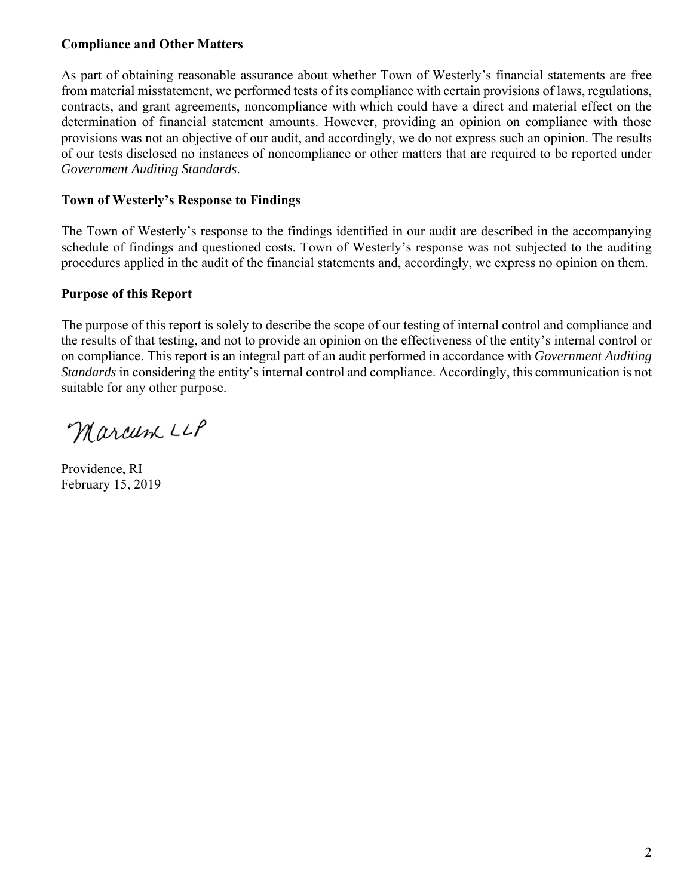**Compliance and Other Matters**

As part of obtaining reasonable assurance about whether Town of Westerly's financial statements are free from material misstatement, we performed tests of its compliance with certain provisions of laws, regulations, contracts, and grant agreements, noncompliance with which could have a direct and material effect on the determination of financial statement amounts. However, providing an opinion on compliance with those provisions was not an objective of our audit, and accordingly, we do not express such an opinion. The results of our tests disclosed no instances of noncompliance or other matters that are required to be reported under *Government Auditing Standards*.

**Town of Westerly's Response to Findings**

The Town of Westerly's response to the findings identified in our audit are described in the accompanying schedule of findings and questioned costs. Town of Westerly's response was not subjected to the auditing procedures applied in the audit of the financial statements and, accordingly, we express no opinion on them.

**Purpose of this Report**

The purpose of this report is solely to describe the scope of our testing of internal control and compliance and the results of that testing, and not to provide an opinion on the effectiveness of the entity's internal control or on compliance. This report is an integral part of an audit performed in accordance with *Government Auditing Standards* in considering the entity's internal control and compliance. Accordingly, this communication is not suitable for any other purpose.

Marcum LLP

Providence, RI
February 15, 2019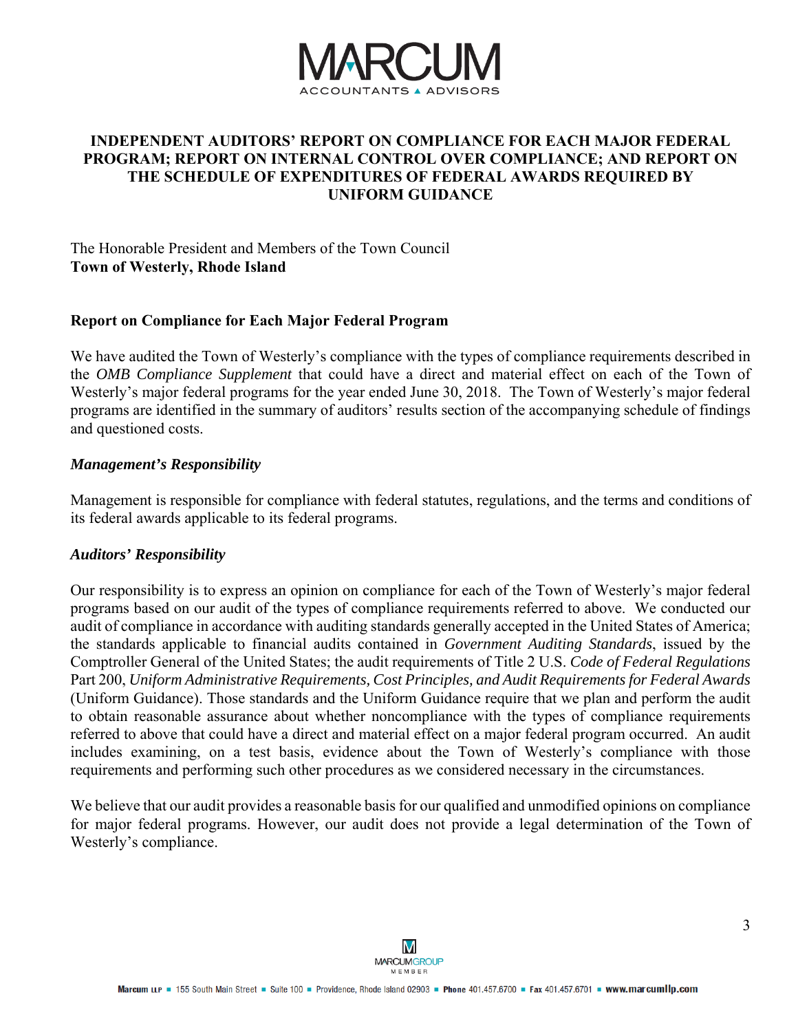# INDEPENDENT AUDITORS' REPORT ON COMPLIANCE FOR EACH MAJOR FEDERAL PROGRAM; REPORT ON INTERNAL CONTROL OVER COMPLIANCE; AND REPORT ON THE SCHEDULE OF EXPENDITURES OF FEDERAL AWARDS REQUIRED BY UNIFORM GUIDANCE

The Honorable President and Members of the Town Council
**Town of Westerly, Rhode Island**

## Report on Compliance for Each Major Federal Program

We have audited the Town of Westerly's compliance with the types of compliance requirements described in the *OMB Compliance Supplement* that could have a direct and material effect on each of the Town of Westerly's major federal programs for the year ended June 30, 2018. The Town of Westerly's major federal programs are identified in the summary of auditors' results section of the accompanying schedule of findings and questioned costs.

### *Management's Responsibility*

Management is responsible for compliance with federal statutes, regulations, and the terms and conditions of its federal awards applicable to its federal programs.

### *Auditors' Responsibility*

Our responsibility is to express an opinion on compliance for each of the Town of Westerly's major federal programs based on our audit of the types of compliance requirements referred to above. We conducted our audit of compliance in accordance with auditing standards generally accepted in the United States of America; the standards applicable to financial audits contained in *Government Auditing Standards*, issued by the Comptroller General of the United States; the audit requirements of Title 2 U.S. *Code of Federal Regulations* Part 200, *Uniform Administrative Requirements, Cost Principles, and Audit Requirements for Federal Awards* (Uniform Guidance). Those standards and the Uniform Guidance require that we plan and perform the audit to obtain reasonable assurance about whether noncompliance with the types of compliance requirements referred to above that could have a direct and material effect on a major federal program occurred. An audit includes examining, on a test basis, evidence about the Town of Westerly's compliance with those requirements and performing such other procedures as we considered necessary in the circumstances.

We believe that our audit provides a reasonable basis for our qualified and unmodified opinions on compliance for major federal programs. However, our audit does not provide a legal determination of the Town of Westerly's compliance.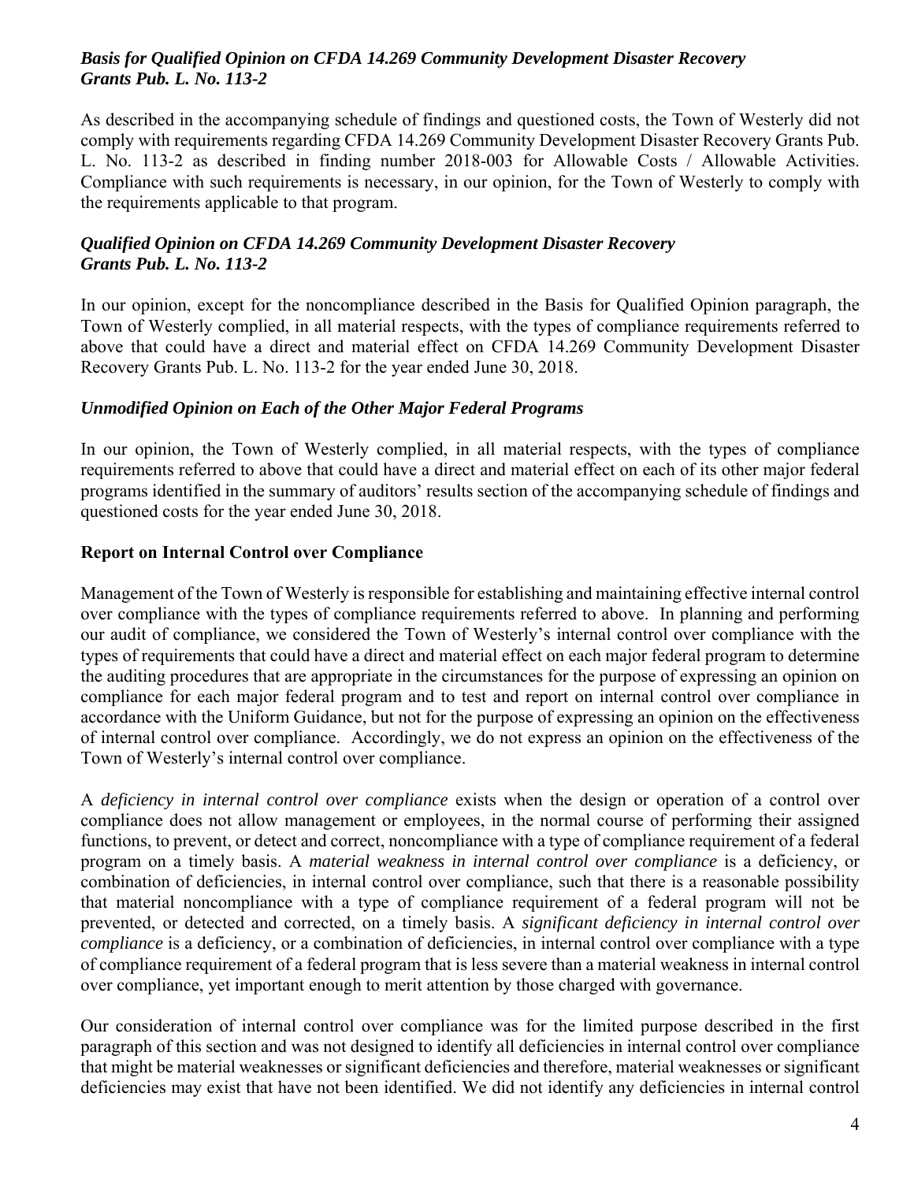### *Basis for Qualified Opinion on CFDA 14.269 Community Development Disaster Recovery Grants Pub. L. No. 113-2*

As described in the accompanying schedule of findings and questioned costs, the Town of Westerly did not comply with requirements regarding CFDA 14.269 Community Development Disaster Recovery Grants Pub. L. No. 113-2 as described in finding number 2018-003 for Allowable Costs / Allowable Activities. Compliance with such requirements is necessary, in our opinion, for the Town of Westerly to comply with the requirements applicable to that program.

### *Qualified Opinion on CFDA 14.269 Community Development Disaster Recovery Grants Pub. L. No. 113-2*

In our opinion, except for the noncompliance described in the Basis for Qualified Opinion paragraph, the Town of Westerly complied, in all material respects, with the types of compliance requirements referred to above that could have a direct and material effect on CFDA 14.269 Community Development Disaster Recovery Grants Pub. L. No. 113-2 for the year ended June 30, 2018.

### *Unmodified Opinion on Each of the Other Major Federal Programs*

In our opinion, the Town of Westerly complied, in all material respects, with the types of compliance requirements referred to above that could have a direct and material effect on each of its other major federal programs identified in the summary of auditors' results section of the accompanying schedule of findings and questioned costs for the year ended June 30, 2018.

## Report on Internal Control over Compliance

Management of the Town of Westerly is responsible for establishing and maintaining effective internal control over compliance with the types of compliance requirements referred to above. In planning and performing our audit of compliance, we considered the Town of Westerly's internal control over compliance with the types of requirements that could have a direct and material effect on each major federal program to determine the auditing procedures that are appropriate in the circumstances for the purpose of expressing an opinion on compliance for each major federal program and to test and report on internal control over compliance in accordance with the Uniform Guidance, but not for the purpose of expressing an opinion on the effectiveness of internal control over compliance. Accordingly, we do not express an opinion on the effectiveness of the Town of Westerly's internal control over compliance.

A *deficiency in internal control over compliance* exists when the design or operation of a control over compliance does not allow management or employees, in the normal course of performing their assigned functions, to prevent, or detect and correct, noncompliance with a type of compliance requirement of a federal program on a timely basis. A *material weakness in internal control over compliance* is a deficiency, or combination of deficiencies, in internal control over compliance, such that there is a reasonable possibility that material noncompliance with a type of compliance requirement of a federal program will not be prevented, or detected and corrected, on a timely basis. A *significant deficiency in internal control over compliance* is a deficiency, or a combination of deficiencies, in internal control over compliance with a type of compliance requirement of a federal program that is less severe than a material weakness in internal control over compliance, yet important enough to merit attention by those charged with governance.

Our consideration of internal control over compliance was for the limited purpose described in the first paragraph of this section and was not designed to identify all deficiencies in internal control over compliance that might be material weaknesses or significant deficiencies and therefore, material weaknesses or significant deficiencies may exist that have not been identified. We did not identify any deficiencies in internal control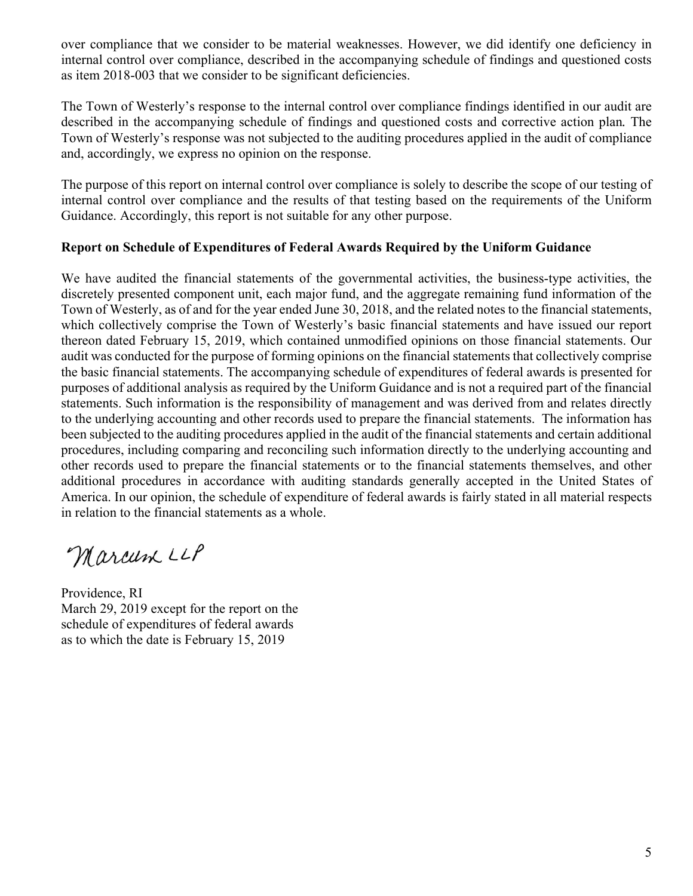over compliance that we consider to be material weaknesses. However, we did identify one deficiency in internal control over compliance, described in the accompanying schedule of findings and questioned costs as item 2018-003 that we consider to be significant deficiencies.

The Town of Westerly's response to the internal control over compliance findings identified in our audit are described in the accompanying schedule of findings and questioned costs and corrective action plan. The Town of Westerly's response was not subjected to the auditing procedures applied in the audit of compliance and, accordingly, we express no opinion on the response.

The purpose of this report on internal control over compliance is solely to describe the scope of our testing of internal control over compliance and the results of that testing based on the requirements of the Uniform Guidance. Accordingly, this report is not suitable for any other purpose.

**Report on Schedule of Expenditures of Federal Awards Required by the Uniform Guidance**

We have audited the financial statements of the governmental activities, the business-type activities, the discretely presented component unit, each major fund, and the aggregate remaining fund information of the Town of Westerly, as of and for the year ended June 30, 2018, and the related notes to the financial statements, which collectively comprise the Town of Westerly's basic financial statements and have issued our report thereon dated February 15, 2019, which contained unmodified opinions on those financial statements. Our audit was conducted for the purpose of forming opinions on the financial statements that collectively comprise the basic financial statements. The accompanying schedule of expenditures of federal awards is presented for purposes of additional analysis as required by the Uniform Guidance and is not a required part of the financial statements. Such information is the responsibility of management and was derived from and relates directly to the underlying accounting and other records used to prepare the financial statements. The information has been subjected to the auditing procedures applied in the audit of the financial statements and certain additional procedures, including comparing and reconciling such information directly to the underlying accounting and other records used to prepare the financial statements or to the financial statements themselves, and other additional procedures in accordance with auditing standards generally accepted in the United States of America. In our opinion, the schedule of expenditure of federal awards is fairly stated in all material respects in relation to the financial statements as a whole.

Marcum LLP

Providence, RI
March 29, 2019 except for the report on the schedule of expenditures of federal awards as to which the date is February 15, 2019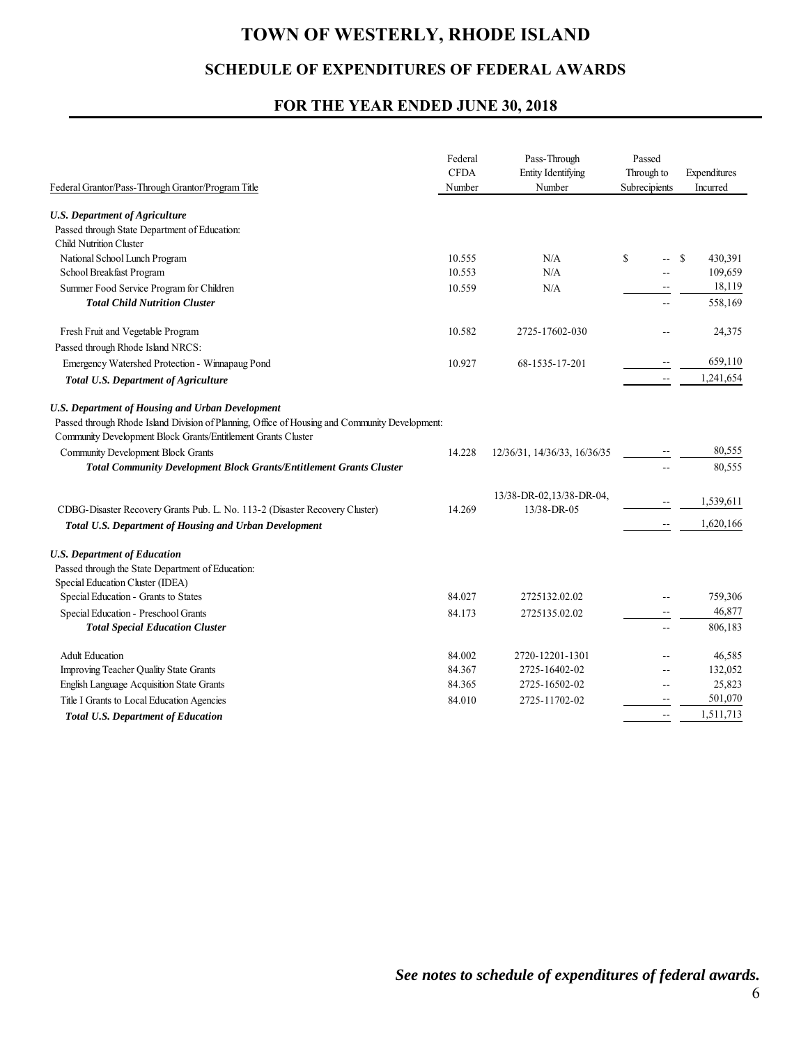# TOWN OF WESTERLY, RHODE ISLAND

## SCHEDULE OF EXPENDITURES OF FEDERAL AWARDS

## FOR THE YEAR ENDED JUNE 30, 2018

| Federal Grantor/Pass-Through Grantor/Program Title | Federal CFDA Number | Pass-Through Entity Identifying Number | Passed Through to Subrecipients | Expenditures Incurred |
|---|---|---|---|---|
| ***U.S. Department of Agriculture*** | | | | |
| Passed through State Department of Education: | | | | |
| Child Nutrition Cluster | | | | |
| National School Lunch Program | 10.555 | N/A | $ -- | $ 430,391 |
| School Breakfast Program | 10.553 | N/A | -- | 109,659 |
| Summer Food Service Program for Children | 10.559 | N/A | -- | 18,119 |
| ***Total Child Nutrition Cluster*** | | | -- | 558,169 |
| Fresh Fruit and Vegetable Program | 10.582 | 2725-17602-030 | -- | 24,375 |
| Passed through Rhode Island NRCS: | | | | |
| Emergency Watershed Protection - Winnapaug Pond | 10.927 | 68-1535-17-201 | -- | 659,110 |
| ***Total U.S. Department of Agriculture*** | | | -- | 1,241,654 |
| ***U.S. Department of Housing and Urban Development*** | | | | |
| Passed through Rhode Island Division of Planning, Office of Housing and Community Development: | | | | |
| Community Development Block Grants/Entitlement Grants Cluster | | | | |
| Community Development Block Grants | 14.228 | 12/36/31, 14/36/33, 16/36/35 | -- | 80,555 |
| ***Total Community Development Block Grants/Entitlement Grants Cluster*** | | | -- | 80,555 |
| CDBG-Disaster Recovery Grants Pub. L. No. 113-2 (Disaster Recovery Cluster) | 14.269 | 13/38-DR-02,13/38-DR-04, 13/38-DR-05 | -- | 1,539,611 |
| ***Total U.S. Department of Housing and Urban Development*** | | | -- | 1,620,166 |
| ***U.S. Department of Education*** | | | | |
| Passed through the State Department of Education: | | | | |
| Special Education Cluster (IDEA) | | | | |
| Special Education - Grants to States | 84.027 | 2725132.02.02 | -- | 759,306 |
| Special Education - Preschool Grants | 84.173 | 2725135.02.02 | -- | 46,877 |
| ***Total Special Education Cluster*** | | | -- | 806,183 |
| Adult Education | 84.002 | 2720-12201-1301 | -- | 46,585 |
| Improving Teacher Quality State Grants | 84.367 | 2725-16402-02 | -- | 132,052 |
| English Language Acquisition State Grants | 84.365 | 2725-16502-02 | -- | 25,823 |
| Title I Grants to Local Education Agencies | 84.010 | 2725-11702-02 | -- | 501,070 |
| ***Total U.S. Department of Education*** | | | -- | 1,511,713 |

***See notes to schedule of expenditures of federal awards.***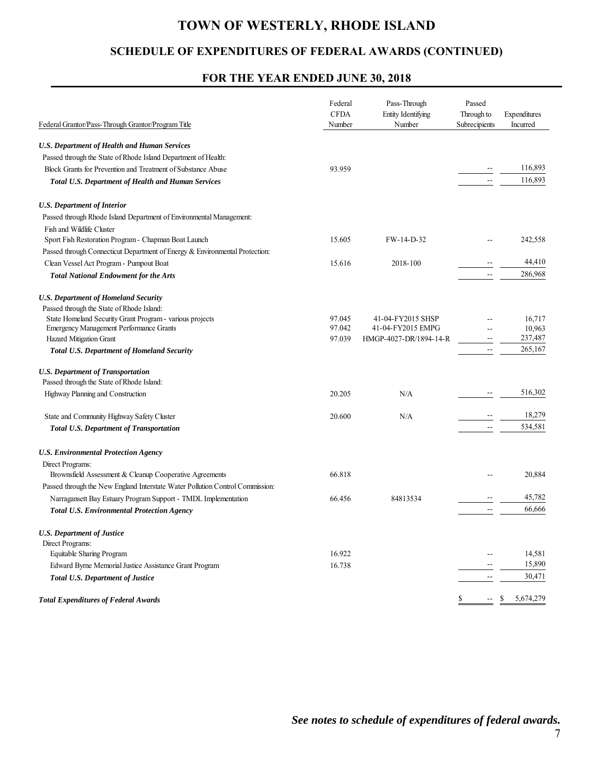# TOWN OF WESTERLY, RHODE ISLAND

## SCHEDULE OF EXPENDITURES OF FEDERAL AWARDS (CONTINUED)

## FOR THE YEAR ENDED JUNE 30, 2018

| Federal Grantor/Pass-Through Grantor/Program Title | Federal CFDA Number | Pass-Through Entity Identifying Number | Passed Through to Subrecipients | Expenditures Incurred |
|---|---|---|---|---|
| ***U.S. Department of Health and Human Services*** | | | | |
| Passed through the State of Rhode Island Department of Health: | | | | |
| Block Grants for Prevention and Treatment of Substance Abuse | 93.959 | | -- | 116,893 |
| ***Total U.S. Department of Health and Human Services*** | | | -- | 116,893 |
| ***U.S. Department of Interior*** | | | | |
| Passed through Rhode Island Department of Environmental Management: | | | | |
| Fish and Wildlife Cluster | | | | |
| Sport Fish Restoration Program - Chapman Boat Launch | 15.605 | FW-14-D-32 | -- | 242,558 |
| Passed through Connecticut Department of Energy & Environmental Protection: | | | | |
| Clean Vessel Act Program - Pumpout Boat | 15.616 | 2018-100 | -- | 44,410 |
| ***Total National Endowment for the Arts*** | | | -- | 286,968 |
| ***U.S. Department of Homeland Security*** | | | | |
| Passed through the State of Rhode Island: | | | | |
| State Homeland Security Grant Program - various projects | 97.045 | 41-04-FY2015 SHSP | -- | 16,717 |
| Emergency Management Performance Grants | 97.042 | 41-04-FY2015 EMPG | -- | 10,963 |
| Hazard Mitigation Grant | 97.039 | HMGP-4027-DR/1894-14-R | -- | 237,487 |
| ***Total U.S. Department of Homeland Security*** | | | -- | 265,167 |
| ***U.S. Department of Transportation*** | | | | |
| Passed through the State of Rhode Island: | | | | |
| Highway Planning and Construction | 20.205 | N/A | -- | 516,302 |
| State and Community Highway Safety Cluster | 20.600 | N/A | -- | 18,279 |
| ***Total U.S. Department of Transportation*** | | | -- | 534,581 |
| ***U.S. Environmental Protection Agency*** | | | | |
| Direct Programs: | | | | |
| Brownsfield Assessment & Cleanup Cooperative Agreements | 66.818 | | -- | 20,884 |
| Passed through the New England Interstate Water Pollution Control Commission: | | | | |
| Narragansett Bay Estuary Program Support - TMDL Implementation | 66.456 | 84813534 | -- | 45,782 |
| ***Total U.S. Environmental Protection Agency*** | | | -- | 66,666 |
| ***U.S. Department of Justice*** | | | | |
| Direct Programs: | | | | |
| Equitable Sharing Program | 16.922 | | -- | 14,581 |
| Edward Byrne Memorial Justice Assistance Grant Program | 16.738 | | -- | 15,890 |
| ***Total U.S. Department of Justice*** | | | -- | 30,471 |
| ***Total Expenditures of Federal Awards*** | | | $ -- | $ 5,674,279 |

***See notes to schedule of expenditures of federal awards.***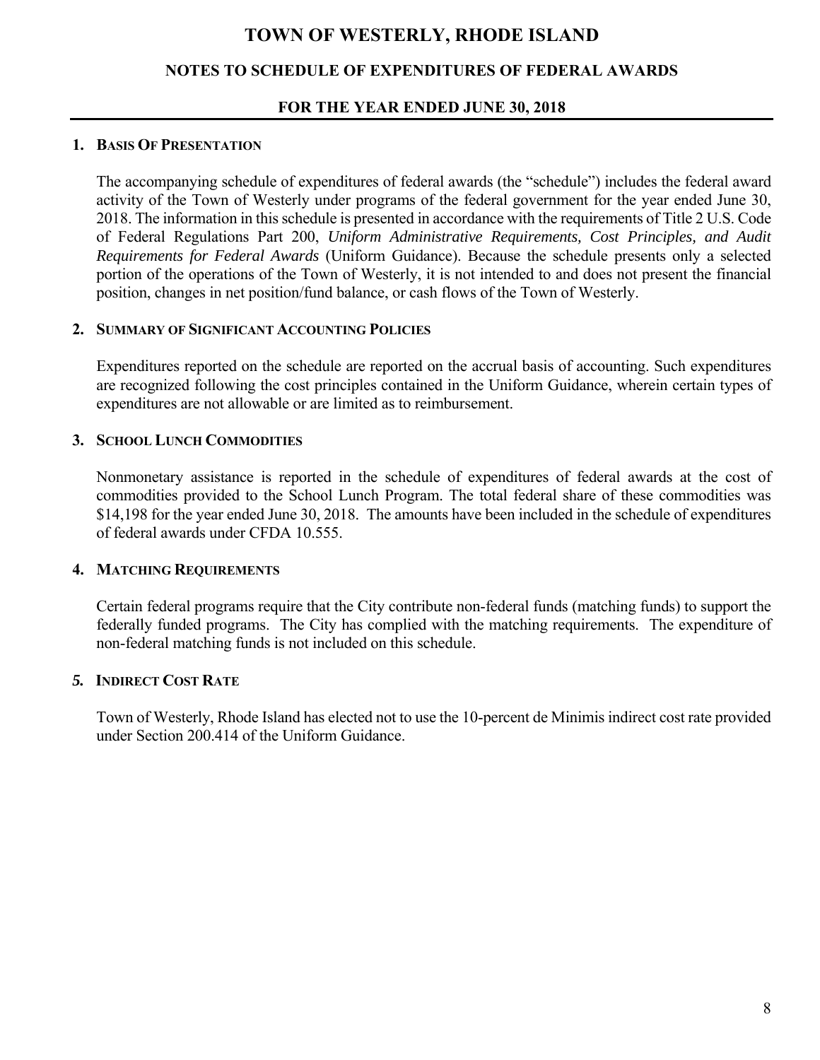# TOWN OF WESTERLY, RHODE ISLAND

## NOTES TO SCHEDULE OF EXPENDITURES OF FEDERAL AWARDS

## FOR THE YEAR ENDED JUNE 30, 2018

### 1. BASIS OF PRESENTATION

The accompanying schedule of expenditures of federal awards (the "schedule") includes the federal award activity of the Town of Westerly under programs of the federal government for the year ended June 30, 2018. The information in this schedule is presented in accordance with the requirements of Title 2 U.S. Code of Federal Regulations Part 200, *Uniform Administrative Requirements, Cost Principles, and Audit Requirements for Federal Awards* (Uniform Guidance). Because the schedule presents only a selected portion of the operations of the Town of Westerly, it is not intended to and does not present the financial position, changes in net position/fund balance, or cash flows of the Town of Westerly.

### 2. SUMMARY OF SIGNIFICANT ACCOUNTING POLICIES

Expenditures reported on the schedule are reported on the accrual basis of accounting. Such expenditures are recognized following the cost principles contained in the Uniform Guidance, wherein certain types of expenditures are not allowable or are limited as to reimbursement.

### 3. SCHOOL LUNCH COMMODITIES

Nonmonetary assistance is reported in the schedule of expenditures of federal awards at the cost of commodities provided to the School Lunch Program. The total federal share of these commodities was $14,198 for the year ended June 30, 2018. The amounts have been included in the schedule of expenditures of federal awards under CFDA 10.555.

### 4. MATCHING REQUIREMENTS

Certain federal programs require that the City contribute non-federal funds (matching funds) to support the federally funded programs. The City has complied with the matching requirements. The expenditure of non-federal matching funds is not included on this schedule.

### *5.* INDIRECT COST RATE

Town of Westerly, Rhode Island has elected not to use the 10-percent de Minimis indirect cost rate provided under Section 200.414 of the Uniform Guidance.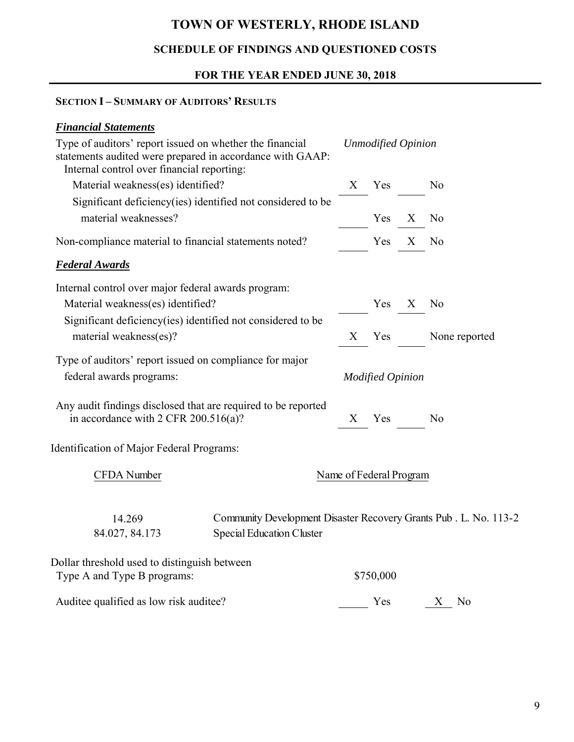# TOWN OF WESTERLY, RHODE ISLAND

## SCHEDULE OF FINDINGS AND QUESTIONED COSTS

## FOR THE YEAR ENDED JUNE 30, 2018

### SECTION I – SUMMARY OF AUDITORS' RESULTS

***Financial Statements***

| | | | | |
|---|---|---|---|---|
| Type of auditors' report issued on whether the financial statements audited were prepared in accordance with GAAP: | *Unmodified Opinion* | | | |
| Internal control over financial reporting: | | | | |
| Material weakness(es) identified? | X | Yes | | No |
| Significant deficiency(ies) identified not considered to be material weaknesses? | | Yes | X | No |
| Non-compliance material to financial statements noted? | | Yes | X | No |

***Federal Awards***

| | | | | |
|---|---|---|---|---|
| Internal control over major federal awards program: | | | | |
| Material weakness(es) identified? | | Yes | X | No |
| Significant deficiency(ies) identified not considered to be material weakness(es)? | X | Yes | | None reported |
| Type of auditors' report issued on compliance for major federal awards programs: | *Modified Opinion* | | | |
| Any audit findings disclosed that are required to be reported in accordance with 2 CFR 200.516(a)? | X | Yes | | No |

Identification of Major Federal Programs:

| CFDA Number | Name of Federal Program |
|---|---|
| 14.269 | Community Development Disaster Recovery Grants Pub . L. No. 113-2 |
| 84.027, 84.173 | Special Education Cluster |

| | | | | |
|---|---|---|---|---|
| Dollar threshold used to distinguish between Type A and Type B programs: | $750,000 | | | |
| Auditee qualified as low risk auditee? | | Yes | X | No |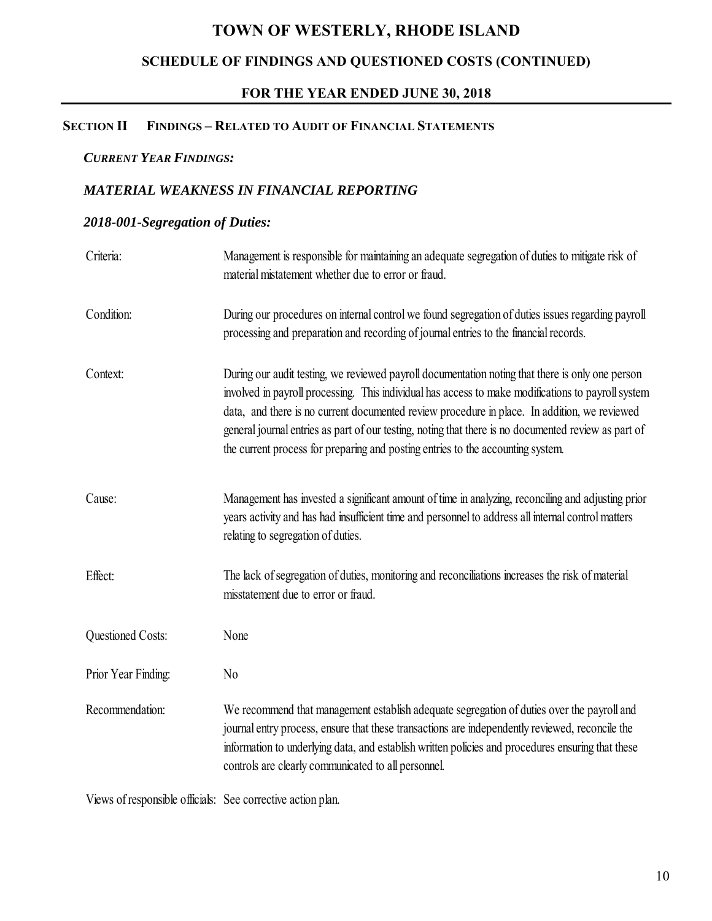# TOWN OF WESTERLY, RHODE ISLAND

## SCHEDULE OF FINDINGS AND QUESTIONED COSTS (CONTINUED)

## FOR THE YEAR ENDED JUNE 30, 2018

### SECTION II FINDINGS – RELATED TO AUDIT OF FINANCIAL STATEMENTS

***CURRENT YEAR FINDINGS:***

### *MATERIAL WEAKNESS IN FINANCIAL REPORTING*

### *2018-001-Segregation of Duties:*

| | |
|---|---|
| Criteria: | Management is responsible for maintaining an adequate segregation of duties to mitigate risk of material mistatement whether due to error or fraud. |
| Condition: | During our procedures on internal control we found segregation of duties issues regarding payroll processing and preparation and recording of journal entries to the financial records. |
| Context: | During our audit testing, we reviewed payroll documentation noting that there is only one person involved in payroll processing. This individual has access to make modifications to payroll system data, and there is no current documented review procedure in place. In addition, we reviewed general journal entries as part of our testing, noting that there is no documented review as part of the current process for preparing and posting entries to the accounting system. |
| Cause: | Management has invested a significant amount of time in analyzing, reconciling and adjusting prior years activity and has had insufficient time and personnel to address all internal control matters relating to segregation of duties. |
| Effect: | The lack of segregation of duties, monitoring and reconciliations increases the risk of material misstatement due to error or fraud. |
| Questioned Costs: | None |
| Prior Year Finding: | No |
| Recommendation: | We recommend that management establish adequate segregation of duties over the payroll and journal entry process, ensure that these transactions are independently reviewed, reconcile the information to underlying data, and establish written policies and procedures ensuring that these controls are clearly communicated to all personnel. |

Views of responsible officials: See corrective action plan.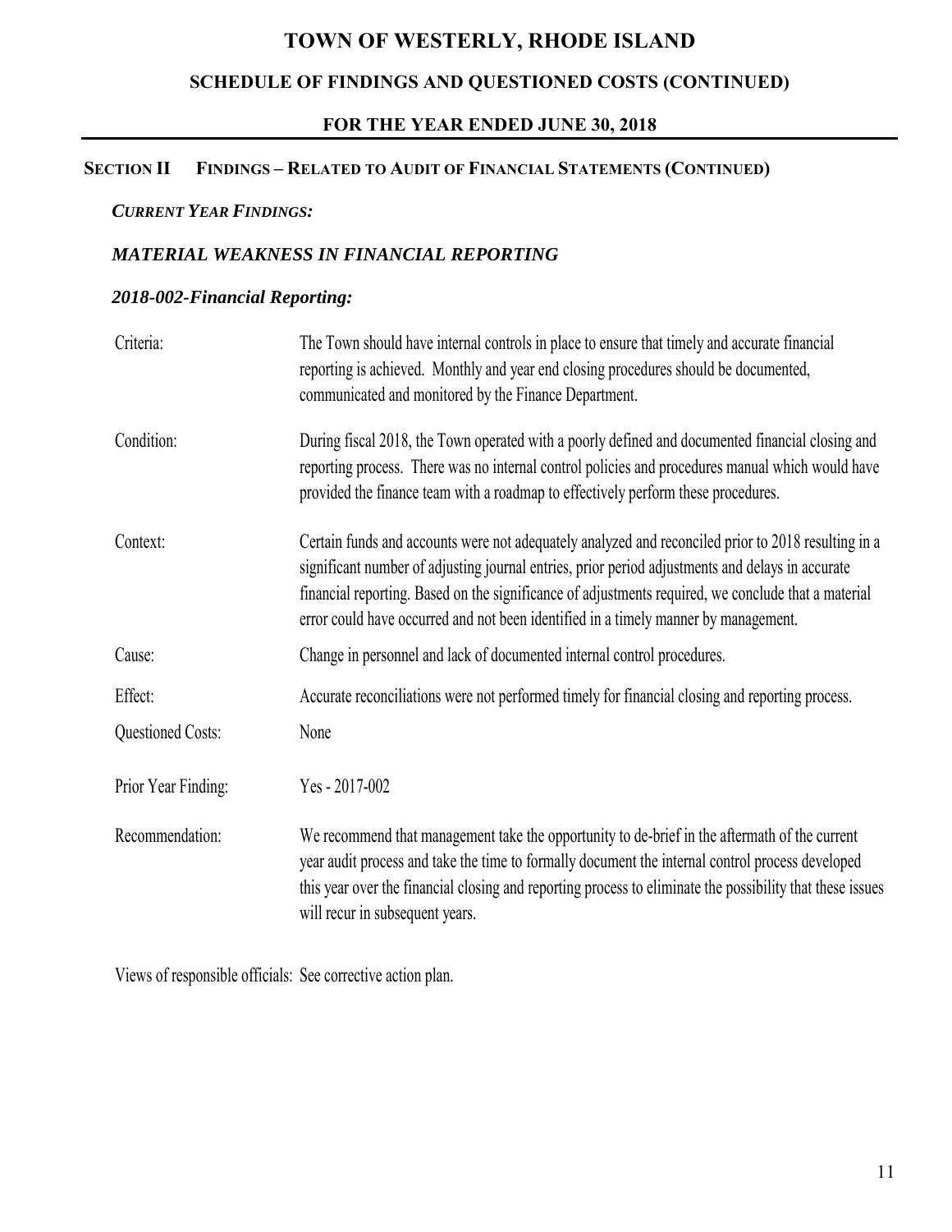# TOWN OF WESTERLY, RHODE ISLAND

## SCHEDULE OF FINDINGS AND QUESTIONED COSTS (CONTINUED)

## FOR THE YEAR ENDED JUNE 30, 2018

### SECTION II FINDINGS – RELATED TO AUDIT OF FINANCIAL STATEMENTS (CONTINUED)

***CURRENT YEAR FINDINGS:***

***MATERIAL WEAKNESS IN FINANCIAL REPORTING***

***2018-002-Financial Reporting:***

| | |
|---|---|
| Criteria: | The Town should have internal controls in place to ensure that timely and accurate financial reporting is achieved. Monthly and year end closing procedures should be documented, communicated and monitored by the Finance Department. |
| Condition: | During fiscal 2018, the Town operated with a poorly defined and documented financial closing and reporting process. There was no internal control policies and procedures manual which would have provided the finance team with a roadmap to effectively perform these procedures. |
| Context: | Certain funds and accounts were not adequately analyzed and reconciled prior to 2018 resulting in a significant number of adjusting journal entries, prior period adjustments and delays in accurate financial reporting. Based on the significance of adjustments required, we conclude that a material error could have occurred and not been identified in a timely manner by management. |
| Cause: | Change in personnel and lack of documented internal control procedures. |
| Effect: | Accurate reconciliations were not performed timely for financial closing and reporting process. |
| Questioned Costs: | None |
| Prior Year Finding: | Yes - 2017-002 |
| Recommendation: | We recommend that management take the opportunity to de-brief in the aftermath of the current year audit process and take the time to formally document the internal control process developed this year over the financial closing and reporting process to eliminate the possibility that these issues will recur in subsequent years. |

Views of responsible officials: See corrective action plan.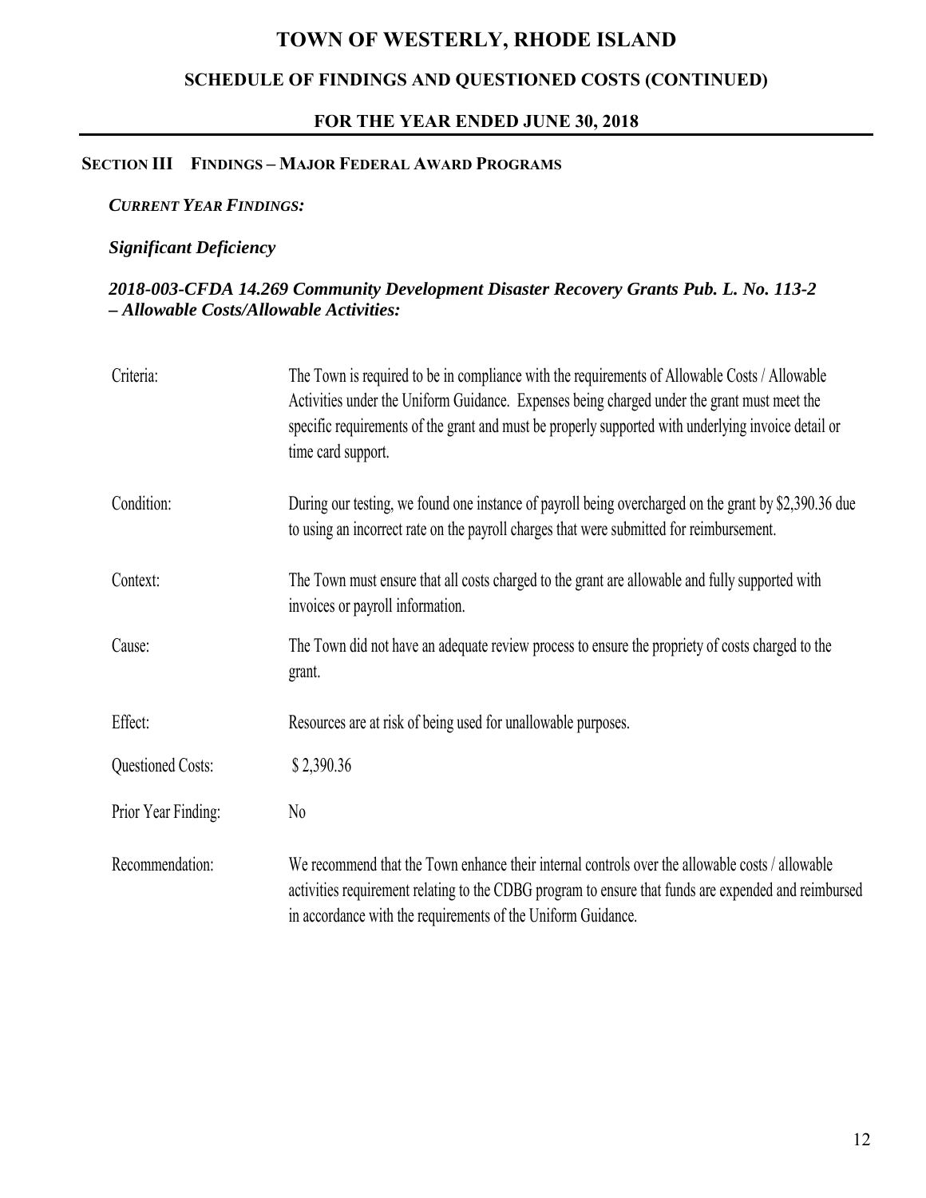# TOWN OF WESTERLY, RHODE ISLAND

## SCHEDULE OF FINDINGS AND QUESTIONED COSTS (CONTINUED)

### FOR THE YEAR ENDED JUNE 30, 2018

**SECTION III FINDINGS – MAJOR FEDERAL AWARD PROGRAMS**

***CURRENT YEAR FINDINGS:***

***Significant Deficiency***

***2018-003-CFDA 14.269 Community Development Disaster Recovery Grants Pub. L. No. 113-2 – Allowable Costs/Allowable Activities:***

| | |
|---|---|
| Criteria: | The Town is required to be in compliance with the requirements of Allowable Costs / Allowable Activities under the Uniform Guidance. Expenses being charged under the grant must meet the specific requirements of the grant and must be properly supported with underlying invoice detail or time card support. |
| Condition: | During our testing, we found one instance of payroll being overcharged on the grant by $2,390.36 due to using an incorrect rate on the payroll charges that were submitted for reimbursement. |
| Context: | The Town must ensure that all costs charged to the grant are allowable and fully supported with invoices or payroll information. |
| Cause: | The Town did not have an adequate review process to ensure the propriety of costs charged to the grant. |
| Effect: | Resources are at risk of being used for unallowable purposes. |
| Questioned Costs: | $ 2,390.36 |
| Prior Year Finding: | No |
| Recommendation: | We recommend that the Town enhance their internal controls over the allowable costs / allowable activities requirement relating to the CDBG program to ensure that funds are expended and reimbursed in accordance with the requirements of the Uniform Guidance. |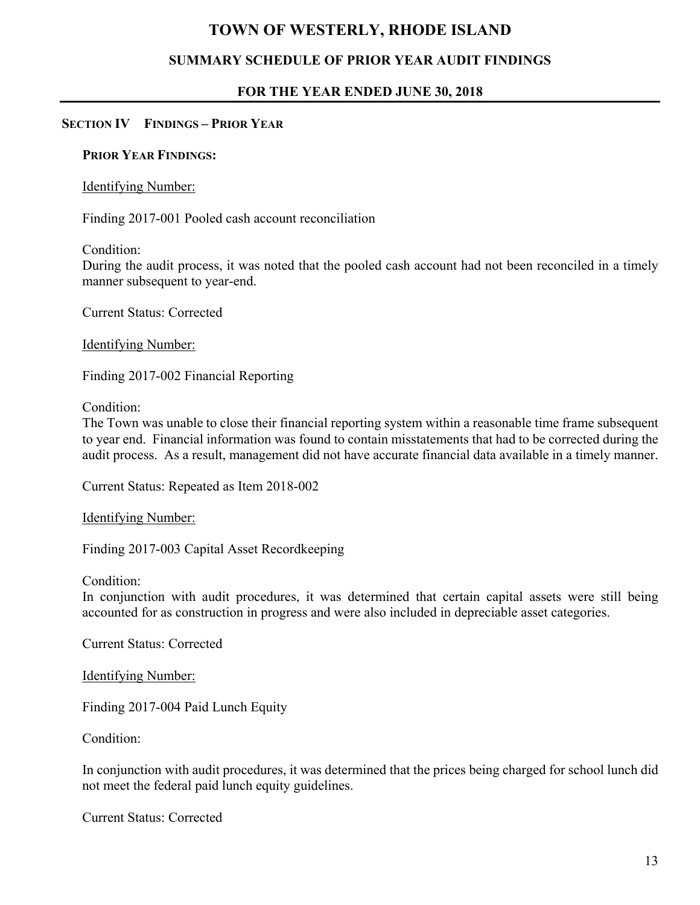# TOWN OF WESTERLY, RHODE ISLAND

## SUMMARY SCHEDULE OF PRIOR YEAR AUDIT FINDINGS

## FOR THE YEAR ENDED JUNE 30, 2018

### SECTION IV FINDINGS – PRIOR YEAR

**PRIOR YEAR FINDINGS:**

Identifying Number:

Finding 2017-001 Pooled cash account reconciliation

Condition:
During the audit process, it was noted that the pooled cash account had not been reconciled in a timely manner subsequent to year-end.

Current Status: Corrected

Identifying Number:

Finding 2017-002 Financial Reporting

Condition:
The Town was unable to close their financial reporting system within a reasonable time frame subsequent to year end. Financial information was found to contain misstatements that had to be corrected during the audit process. As a result, management did not have accurate financial data available in a timely manner.

Current Status: Repeated as Item 2018-002

Identifying Number:

Finding 2017-003 Capital Asset Recordkeeping

Condition:
In conjunction with audit procedures, it was determined that certain capital assets were still being accounted for as construction in progress and were also included in depreciable asset categories.

Current Status: Corrected

Identifying Number:

Finding 2017-004 Paid Lunch Equity

Condition:

In conjunction with audit procedures, it was determined that the prices being charged for school lunch did not meet the federal paid lunch equity guidelines.

Current Status: Corrected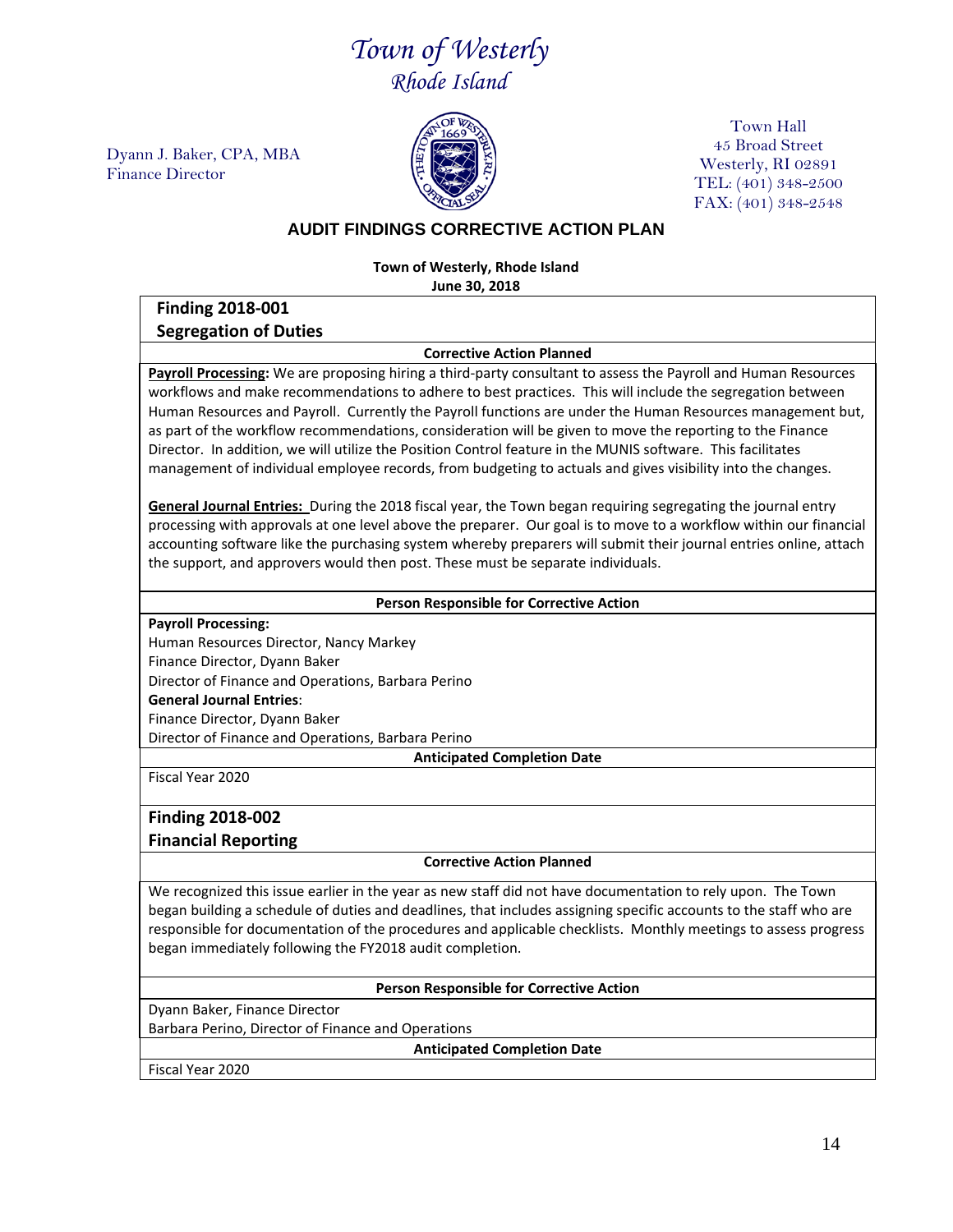# *Town of Westerly*
## *Rhode Island*

Dyann J. Baker, CPA, MBA
Finance Director

Town Hall
45 Broad Street
Westerly, RI 02891
TEL: (401) 348-2500
FAX: (401) 348-2548

## AUDIT FINDINGS CORRECTIVE ACTION PLAN

**Town of Westerly, Rhode Island**
**June 30, 2018**

### Finding 2018-001
### Segregation of Duties

**Corrective Action Planned**

**Payroll Processing:** We are proposing hiring a third-party consultant to assess the Payroll and Human Resources workflows and make recommendations to adhere to best practices. This will include the segregation between Human Resources and Payroll. Currently the Payroll functions are under the Human Resources management but, as part of the workflow recommendations, consideration will be given to move the reporting to the Finance Director. In addition, we will utilize the Position Control feature in the MUNIS software. This facilitates management of individual employee records, from budgeting to actuals and gives visibility into the changes.

**General Journal Entries:** During the 2018 fiscal year, the Town began requiring segregating the journal entry processing with approvals at one level above the preparer. Our goal is to move to a workflow within our financial accounting software like the purchasing system whereby preparers will submit their journal entries online, attach the support, and approvers would then post. These must be separate individuals.

**Person Responsible for Corrective Action**

**Payroll Processing:**
Human Resources Director, Nancy Markey
Finance Director, Dyann Baker
Director of Finance and Operations, Barbara Perino
**General Journal Entries**:
Finance Director, Dyann Baker
Director of Finance and Operations, Barbara Perino

**Anticipated Completion Date**

Fiscal Year 2020

### Finding 2018-002
### Financial Reporting

**Corrective Action Planned**

We recognized this issue earlier in the year as new staff did not have documentation to rely upon. The Town began building a schedule of duties and deadlines, that includes assigning specific accounts to the staff who are responsible for documentation of the procedures and applicable checklists. Monthly meetings to assess progress began immediately following the FY2018 audit completion.

**Person Responsible for Corrective Action**

Dyann Baker, Finance Director
Barbara Perino, Director of Finance and Operations

**Anticipated Completion Date**

Fiscal Year 2020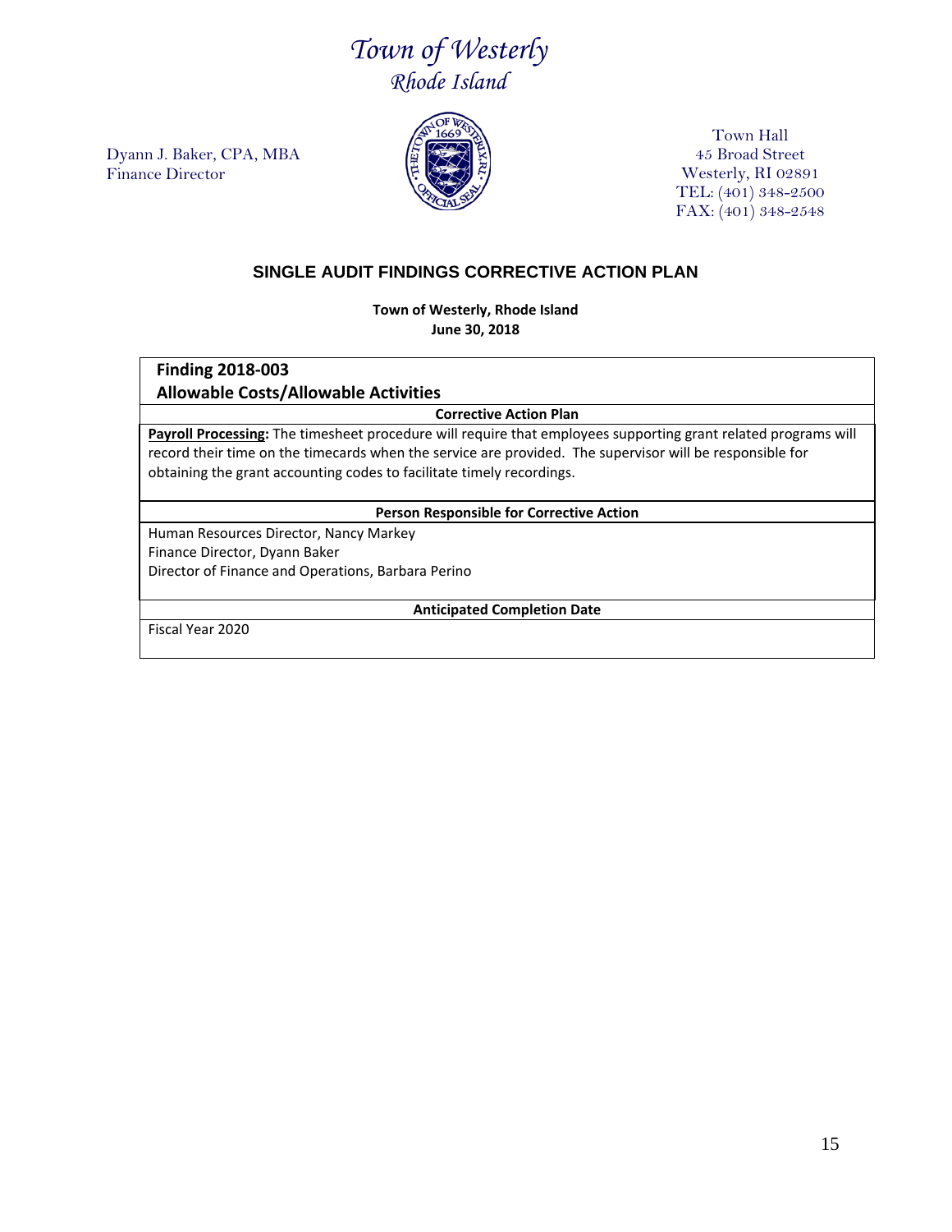*Town of Westerly*
*Rhode Island*

Dyann J. Baker, CPA, MBA
Finance Director

Town Hall
45 Broad Street
Westerly, RI 02891
TEL: (401) 348-2500
FAX: (401) 348-2548

## SINGLE AUDIT FINDINGS CORRECTIVE ACTION PLAN

**Town of Westerly, Rhode Island**
**June 30, 2018**

### Finding 2018-003
### Allowable Costs/Allowable Activities

**Corrective Action Plan**

**Payroll Processing:** The timesheet procedure will require that employees supporting grant related programs will record their time on the timecards when the service are provided. The supervisor will be responsible for obtaining the grant accounting codes to facilitate timely recordings.

**Person Responsible for Corrective Action**

Human Resources Director, Nancy Markey
Finance Director, Dyann Baker
Director of Finance and Operations, Barbara Perino

**Anticipated Completion Date**

Fiscal Year 2020